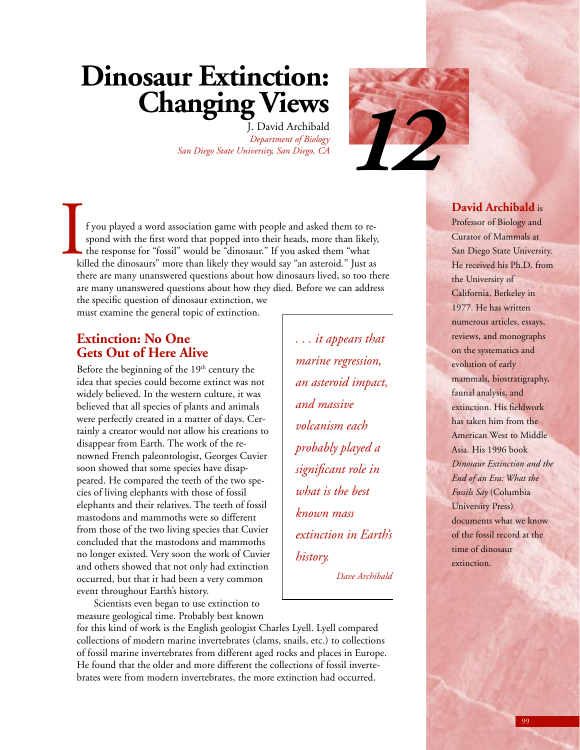# Dinosaur Extinction: Changing Views

J. David Archibald
*Department of Biology*
*San Diego State University, San Diego, CA*

12

**David Archibald** is Professor of Biology and Curator of Mammals at San Diego State University. He received his Ph.D. from the University of California, Berkeley in 1977. He has written numerous articles, essays, reviews, and monographs on the systematics and evolution of early mammals, biostratigraphy, faunal analysis, and extinction. His fieldwork has taken him from the American West to Middle Asia. His 1996 book *Dinosaur Extinction and the End of an Era: What the Fossils Say* (Columbia University Press) documents what we know of the fossil record at the time of dinosaur extinction.

If you played a word association game with people and asked them to respond with the first word that popped into their heads, more than likely, the response for "fossil" would be "dinosaur." If you asked them "what killed the dinosaurs" more than likely they would say "an asteroid." Just as there are many unanswered questions about how dinosaurs lived, so too there are many unanswered questions about how they died. Before we can address the specific question of dinosaur extinction, we must examine the general topic of extinction.

> *. . . it appears that marine regression, an asteroid impact, and massive volcanism each probably played a significant role in what is the best known mass extinction in Earth's history.*
>
> *Dave Archibald*

## Extinction: No One Gets Out of Here Alive

Before the beginning of the 19th century the idea that species could become extinct was not widely believed. In the western culture, it was believed that all species of plants and animals were perfectly created in a matter of days. Certainly a creator would not allow his creations to disappear from Earth. The work of the renowned French paleontologist, Georges Cuvier soon showed that some species have disappeared. He compared the teeth of the two species of living elephants with those of fossil elephants and their relatives. The teeth of fossil mastodons and mammoths were so different from those of the two living species that Cuvier concluded that the mastodons and mammoths no longer existed. Very soon the work of Cuvier and others showed that not only had extinction occurred, but that it had been a very common event throughout Earth's history.

Scientists even began to use extinction to measure geological time. Probably best known for this kind of work is the English geologist Charles Lyell. Lyell compared collections of modern marine invertebrates (clams, snails, etc.) to collections of fossil marine invertebrates from different aged rocks and places in Europe. He found that the older and more different the collections of fossil invertebrates were from modern invertebrates, the more extinction had occurred.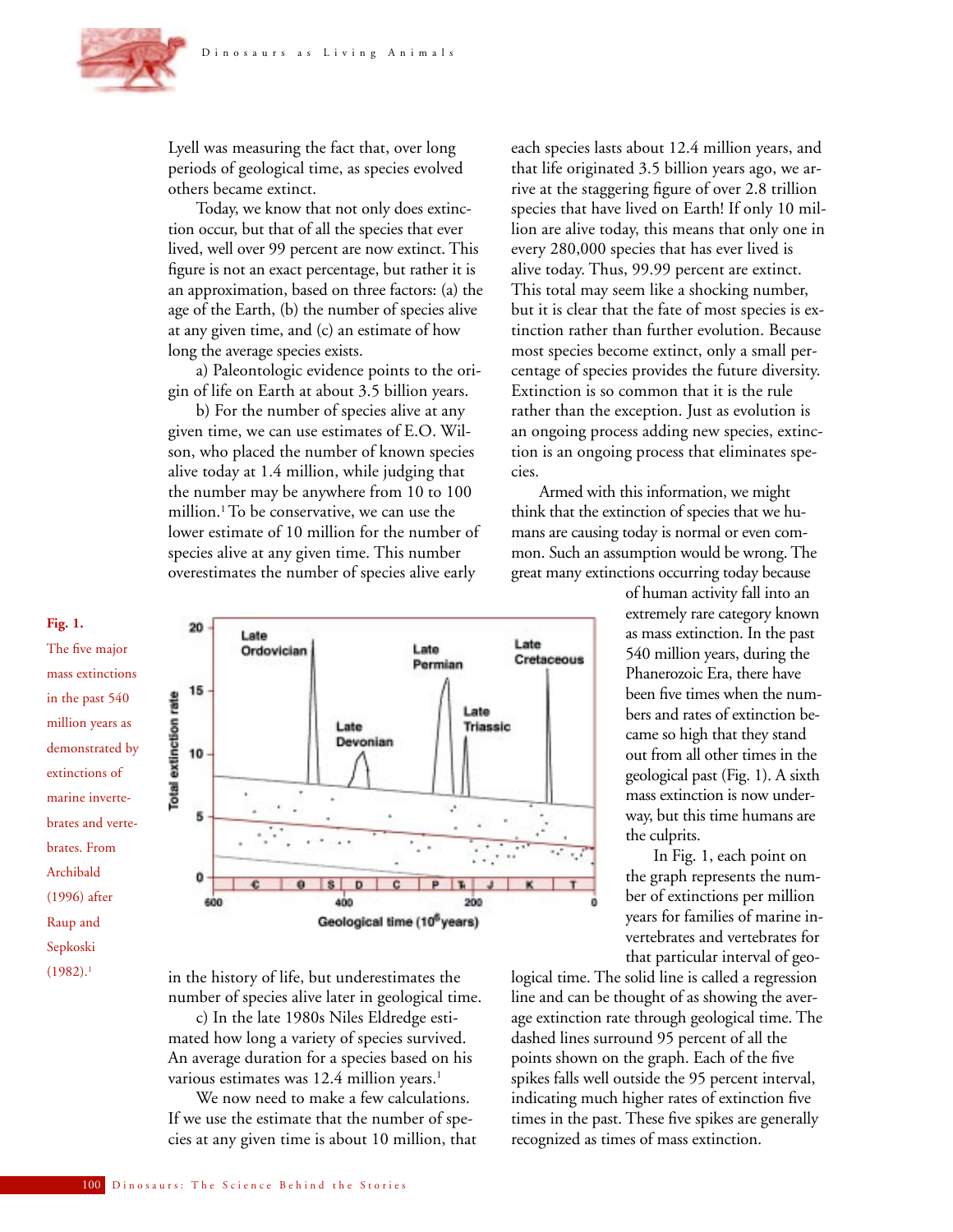Lyell was measuring the fact that, over long periods of geological time, as species evolved others became extinct.

Today, we know that not only does extinction occur, but that of all the species that ever lived, well over 99 percent are now extinct. This figure is not an exact percentage, but rather it is an approximation, based on three factors: (a) the age of the Earth, (b) the number of species alive at any given time, and (c) an estimate of how long the average species exists.

a) Paleontologic evidence points to the origin of life on Earth at about 3.5 billion years.

b) For the number of species alive at any given time, we can use estimates of E.O. Wilson, who placed the number of known species alive today at 1.4 million, while judging that the number may be anywhere from 10 to 100 million.[1] To be conservative, we can use the lower estimate of 10 million for the number of species alive at any given time. This number overestimates the number of species alive early in the history of life, but underestimates the number of species alive later in geological time.

c) In the late 1980s Niles Eldredge estimated how long a variety of species survived. An average duration for a species based on his various estimates was 12.4 million years.[1]

We now need to make a few calculations. If we use the estimate that the number of species at any given time is about 10 million, that each species lasts about 12.4 million years, and that life originated 3.5 billion years ago, we arrive at the staggering figure of over 2.8 trillion species that have lived on Earth! If only 10 million are alive today, this means that only one in every 280,000 species that has ever lived is alive today. Thus, 99.99 percent are extinct. This total may seem like a shocking number, but it is clear that the fate of most species is extinction rather than further evolution. Because most species become extinct, only a small percentage of species provides the future diversity. Extinction is so common that it is the rule rather than the exception. Just as evolution is an ongoing process adding new species, extinction is an ongoing process that eliminates species.

Armed with this information, we might think that the extinction of species that we humans are causing today is normal or even common. Such an assumption would be wrong. The great many extinctions occurring today because of human activity fall into an extremely rare category known as mass extinction. In the past 540 million years, during the Phanerozoic Era, there have been five times when the numbers and rates of extinction became so high that they stand out from all other times in the geological past (Fig. 1). A sixth mass extinction is now underway, but this time humans are the culprits.

**Fig. 1.** The five major mass extinctions in the past 540 million years as demonstrated by extinctions of marine invertebrates and vertebrates. From Archibald (1996) after Raup and Sepkoski (1982).[1]

In Fig. 1, each point on the graph represents the number of extinctions per million years for families of marine invertebrates and vertebrates for that particular interval of geological time. The solid line is called a regression line and can be thought of as showing the average extinction rate through geological time. The dashed lines surround 95 percent of all the points shown on the graph. Each of the five spikes falls well outside the 95 percent interval, indicating much higher rates of extinction five times in the past. These five spikes are generally recognized as times of mass extinction.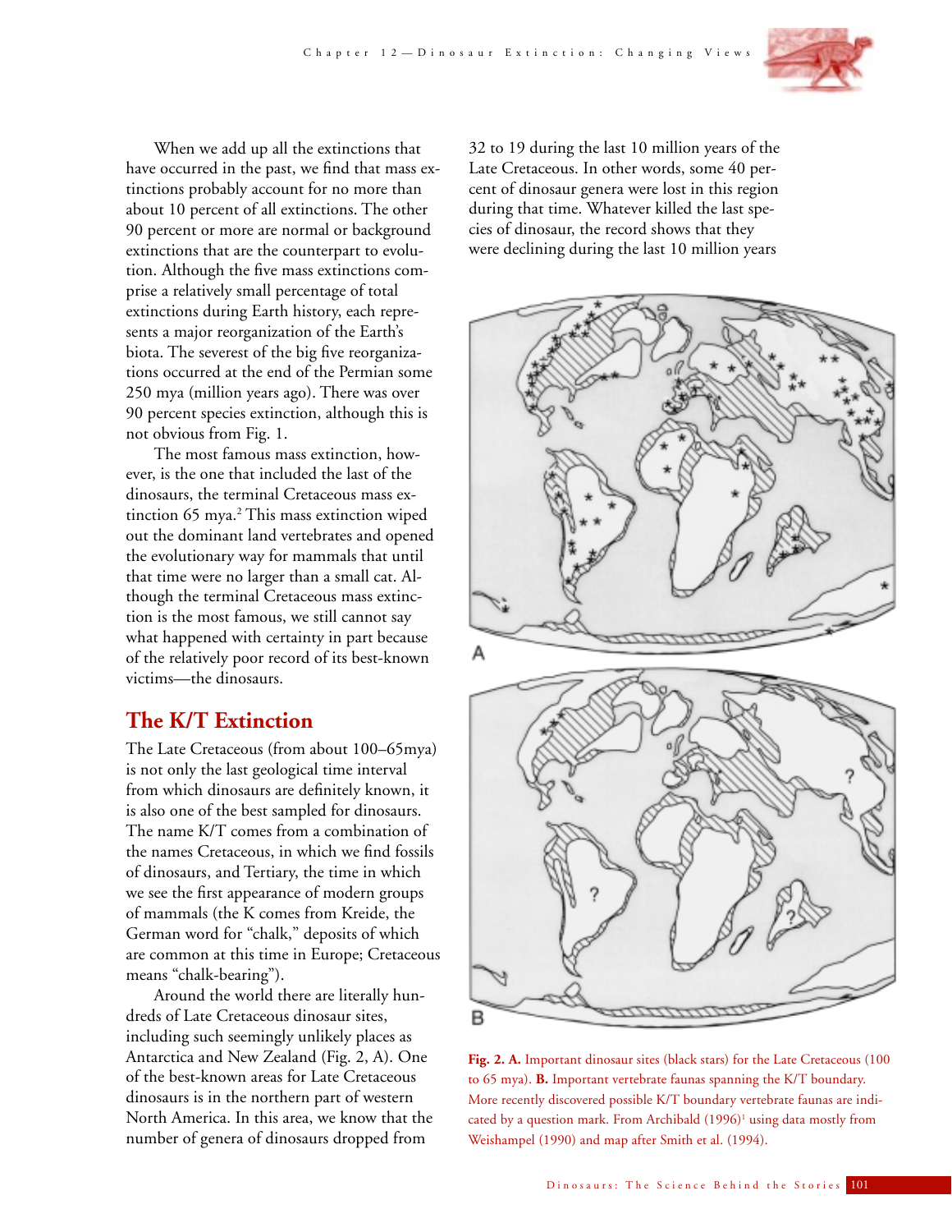When we add up all the extinctions that have occurred in the past, we find that mass extinctions probably account for no more than about 10 percent of all extinctions. The other 90 percent or more are normal or background extinctions that are the counterpart to evolution. Although the five mass extinctions comprise a relatively small percentage of total extinctions during Earth history, each represents a major reorganization of the Earth's biota. The severest of the big five reorganizations occurred at the end of the Permian some 250 mya (million years ago). There was over 90 percent species extinction, although this is not obvious from Fig. 1.

The most famous mass extinction, however, is the one that included the last of the dinosaurs, the terminal Cretaceous mass extinction 65 mya.[2] This mass extinction wiped out the dominant land vertebrates and opened the evolutionary way for mammals that until that time were no larger than a small cat. Although the terminal Cretaceous mass extinction is the most famous, we still cannot say what happened with certainty in part because of the relatively poor record of its best-known victims—the dinosaurs.

## The K/T Extinction

The Late Cretaceous (from about 100–65mya) is not only the last geological time interval from which dinosaurs are definitely known, it is also one of the best sampled for dinosaurs. The name K/T comes from a combination of the names Cretaceous, in which we find fossils of dinosaurs, and Tertiary, the time in which we see the first appearance of modern groups of mammals (the K comes from Kreide, the German word for "chalk," deposits of which are common at this time in Europe; Cretaceous means "chalk-bearing").

Around the world there are literally hundreds of Late Cretaceous dinosaur sites, including such seemingly unlikely places as Antarctica and New Zealand (Fig. 2, A). One of the best-known areas for Late Cretaceous dinosaurs is in the northern part of western North America. In this area, we know that the number of genera of dinosaurs dropped from 32 to 19 during the last 10 million years of the Late Cretaceous. In other words, some 40 percent of dinosaur genera were lost in this region during that time. Whatever killed the last species of dinosaur, the record shows that they were declining during the last 10 million years

**Fig. 2. A.** Important dinosaur sites (black stars) for the Late Cretaceous (100 to 65 mya). **B.** Important vertebrate faunas spanning the K/T boundary. More recently discovered possible K/T boundary vertebrate faunas are indicated by a question mark. From Archibald (1996)[1] using data mostly from Weishampel (1990) and map after Smith et al. (1994).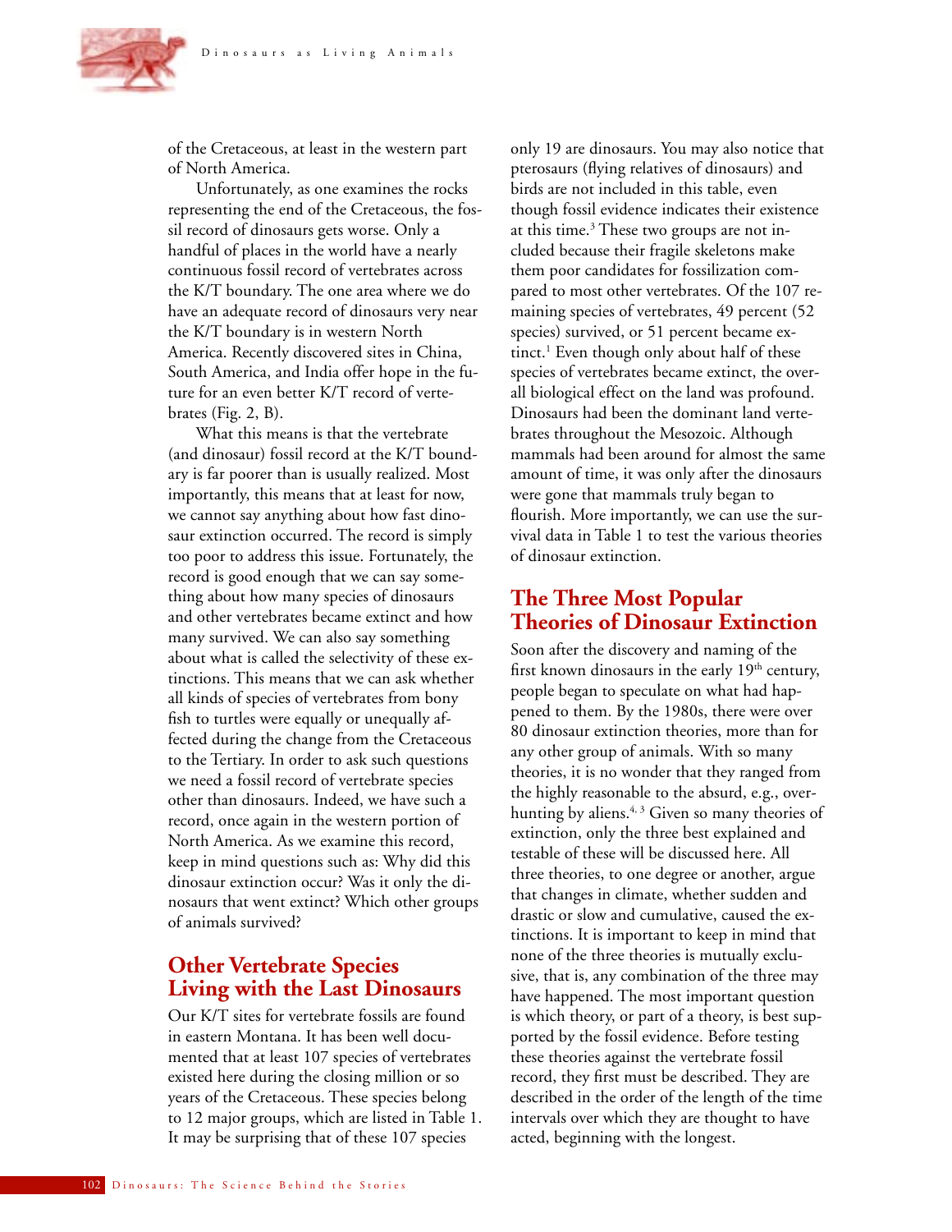of the Cretaceous, at least in the western part of North America.

Unfortunately, as one examines the rocks representing the end of the Cretaceous, the fossil record of dinosaurs gets worse. Only a handful of places in the world have a nearly continuous fossil record of vertebrates across the K/T boundary. The one area where we do have an adequate record of dinosaurs very near the K/T boundary is in western North America. Recently discovered sites in China, South America, and India offer hope in the future for an even better K/T record of vertebrates (Fig. 2, B).

What this means is that the vertebrate (and dinosaur) fossil record at the K/T boundary is far poorer than is usually realized. Most importantly, this means that at least for now, we cannot say anything about how fast dinosaur extinction occurred. The record is simply too poor to address this issue. Fortunately, the record is good enough that we can say something about how many species of dinosaurs and other vertebrates became extinct and how many survived. We can also say something about what is called the selectivity of these extinctions. This means that we can ask whether all kinds of species of vertebrates from bony fish to turtles were equally or unequally affected during the change from the Cretaceous to the Tertiary. In order to ask such questions we need a fossil record of vertebrate species other than dinosaurs. Indeed, we have such a record, once again in the western portion of North America. As we examine this record, keep in mind questions such as: Why did this dinosaur extinction occur? Was it only the dinosaurs that went extinct? Which other groups of animals survived?

## Other Vertebrate Species Living with the Last Dinosaurs

Our K/T sites for vertebrate fossils are found in eastern Montana. It has been well documented that at least 107 species of vertebrates existed here during the closing million or so years of the Cretaceous. These species belong to 12 major groups, which are listed in Table 1. It may be surprising that of these 107 species only 19 are dinosaurs. You may also notice that pterosaurs (flying relatives of dinosaurs) and birds are not included in this table, even though fossil evidence indicates their existence at this time.[3] These two groups are not included because their fragile skeletons make them poor candidates for fossilization compared to most other vertebrates. Of the 107 remaining species of vertebrates, 49 percent (52 species) survived, or 51 percent became extinct.[1] Even though only about half of these species of vertebrates became extinct, the overall biological effect on the land was profound. Dinosaurs had been the dominant land vertebrates throughout the Mesozoic. Although mammals had been around for almost the same amount of time, it was only after the dinosaurs were gone that mammals truly began to flourish. More importantly, we can use the survival data in Table 1 to test the various theories of dinosaur extinction.

## The Three Most Popular Theories of Dinosaur Extinction

Soon after the discovery and naming of the first known dinosaurs in the early 19th century, people began to speculate on what had happened to them. By the 1980s, there were over 80 dinosaur extinction theories, more than for any other group of animals. With so many theories, it is no wonder that they ranged from the highly reasonable to the absurd, e.g., overhunting by aliens.[4, 3] Given so many theories of extinction, only the three best explained and testable of these will be discussed here. All three theories, to one degree or another, argue that changes in climate, whether sudden and drastic or slow and cumulative, caused the extinctions. It is important to keep in mind that none of the three theories is mutually exclusive, that is, any combination of the three may have happened. The most important question is which theory, or part of a theory, is best supported by the fossil evidence. Before testing these theories against the vertebrate fossil record, they first must be described. They are described in the order of the length of the time intervals over which they are thought to have acted, beginning with the longest.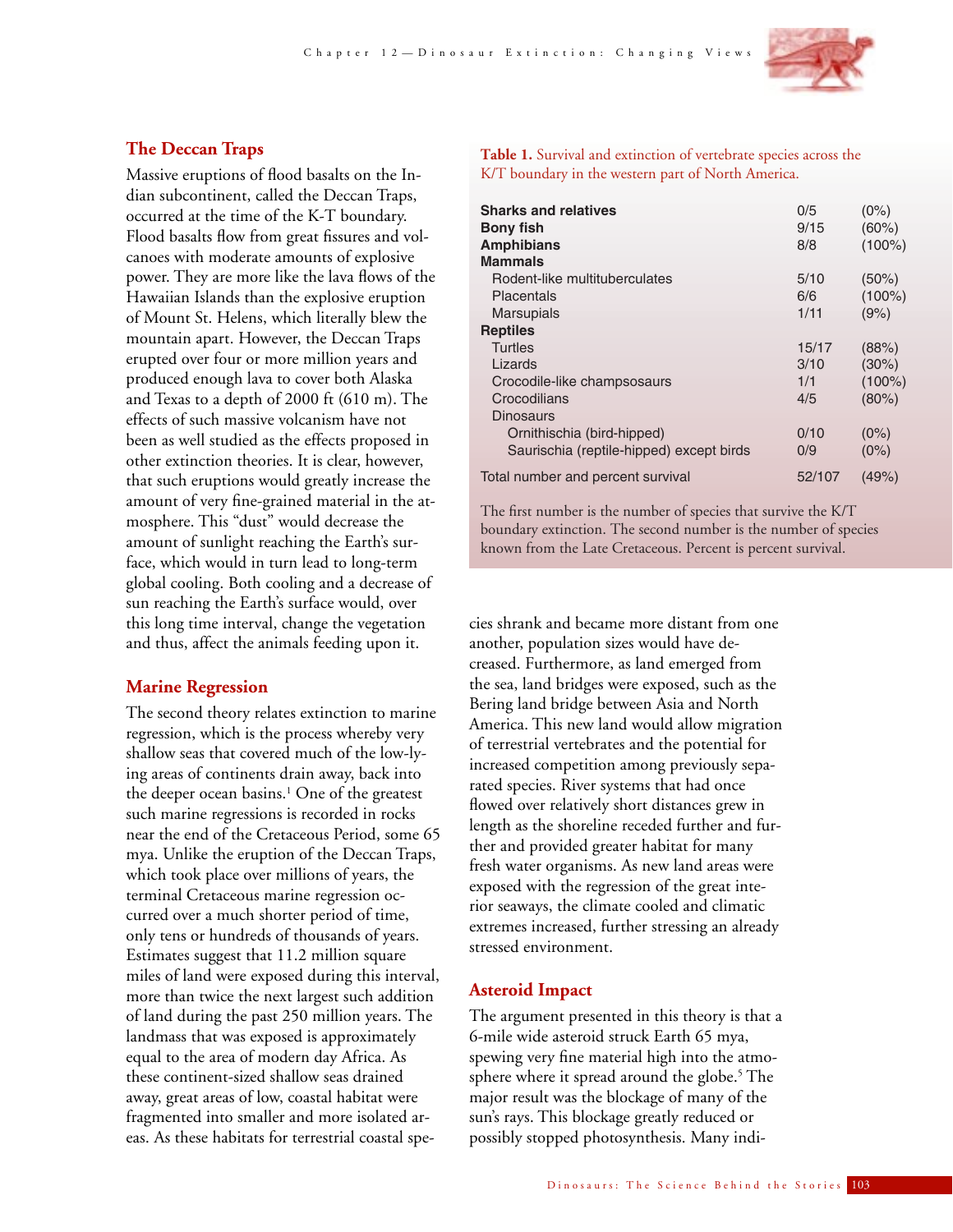## The Deccan Traps

Massive eruptions of flood basalts on the Indian subcontinent, called the Deccan Traps, occurred at the time of the K-T boundary. Flood basalts flow from great fissures and volcanoes with moderate amounts of explosive power. They are more like the lava flows of the Hawaiian Islands than the explosive eruption of Mount St. Helens, which literally blew the mountain apart. However, the Deccan Traps erupted over four or more million years and produced enough lava to cover both Alaska and Texas to a depth of 2000 ft (610 m). The effects of such massive volcanism have not been as well studied as the effects proposed in other extinction theories. It is clear, however, that such eruptions would greatly increase the amount of very fine-grained material in the atmosphere. This "dust" would decrease the amount of sunlight reaching the Earth's surface, which would in turn lead to long-term global cooling. Both cooling and a decrease of sun reaching the Earth's surface would, over this long time interval, change the vegetation and thus, affect the animals feeding upon it.

## Marine Regression

The second theory relates extinction to marine regression, which is the process whereby very shallow seas that covered much of the low-lying areas of continents drain away, back into the deeper ocean basins.[1] One of the greatest such marine regressions is recorded in rocks near the end of the Cretaceous Period, some 65 mya. Unlike the eruption of the Deccan Traps, which took place over millions of years, the terminal Cretaceous marine regression occurred over a much shorter period of time, only tens or hundreds of thousands of years. Estimates suggest that 11.2 million square miles of land were exposed during this interval, more than twice the next largest such addition of land during the past 250 million years. The landmass that was exposed is approximately equal to the area of modern day Africa. As these continent-sized shallow seas drained away, great areas of low, coastal habitat were fragmented into smaller and more isolated areas. As these habitats for terrestrial coastal species shrank and became more distant from one another, population sizes would have decreased. Furthermore, as land emerged from the sea, land bridges were exposed, such as the Bering land bridge between Asia and North America. This new land would allow migration of terrestrial vertebrates and the potential for increased competition among previously separated species. River systems that had once flowed over relatively short distances grew in length as the shoreline receded further and further and provided greater habitat for many fresh water organisms. As new land areas were exposed with the regression of the great interior seaways, the climate cooled and climatic extremes increased, further stressing an already stressed environment.

**Table 1.** Survival and extinction of vertebrate species across the K/T boundary in the western part of North America.

| | | |
|---|---|---|
| **Sharks and relatives** | 0/5 | (0%) |
| **Bony fish** | 9/15 | (60%) |
| **Amphibians** | 8/8 | (100%) |
| **Mammals** | | |
| Rodent-like multituberculates | 5/10 | (50%) |
| Placentals | 6/6 | (100%) |
| Marsupials | 1/11 | (9%) |
| **Reptiles** | | |
| Turtles | 15/17 | (88%) |
| Lizards | 3/10 | (30%) |
| Crocodile-like champsosaurs | 1/1 | (100%) |
| Crocodilians | 4/5 | (80%) |
| Dinosaurs | | |
| Ornithischia (bird-hipped) | 0/10 | (0%) |
| Saurischia (reptile-hipped) except birds | 0/9 | (0%) |
| Total number and percent survival | 52/107 | (49%) |

The first number is the number of species that survive the K/T boundary extinction. The second number is the number of species known from the Late Cretaceous. Percent is percent survival.

## Asteroid Impact

The argument presented in this theory is that a 6-mile wide asteroid struck Earth 65 mya, spewing very fine material high into the atmosphere where it spread around the globe.[5] The major result was the blockage of many of the sun's rays. This blockage greatly reduced or possibly stopped photosynthesis. Many indi-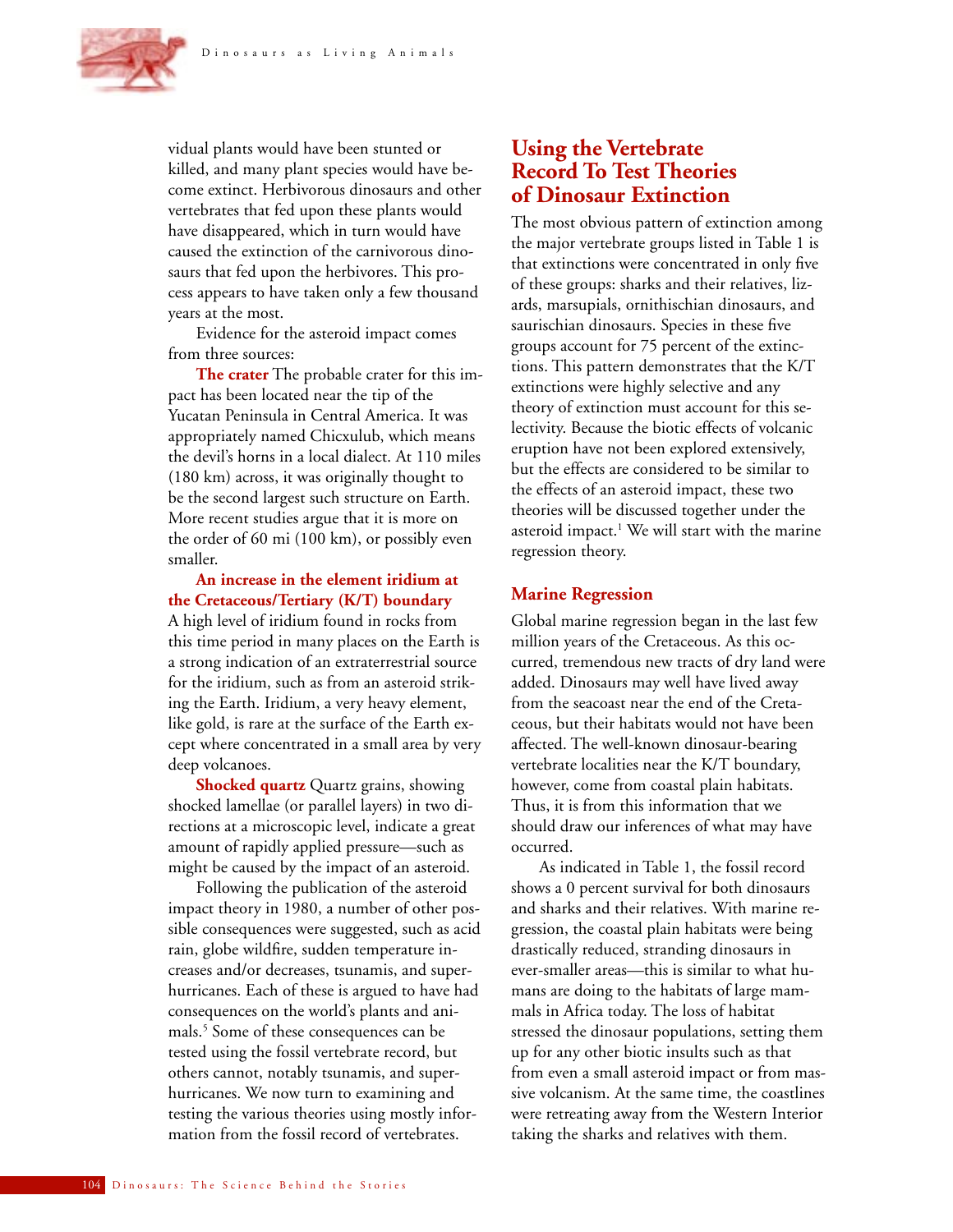vidual plants would have been stunted or killed, and many plant species would have become extinct. Herbivorous dinosaurs and other vertebrates that fed upon these plants would have disappeared, which in turn would have caused the extinction of the carnivorous dinosaurs that fed upon the herbivores. This process appears to have taken only a few thousand years at the most.

Evidence for the asteroid impact comes from three sources:

**The crater** The probable crater for this impact has been located near the tip of the Yucatan Peninsula in Central America. It was appropriately named Chicxulub, which means the devil's horns in a local dialect. At 110 miles (180 km) across, it was originally thought to be the second largest such structure on Earth. More recent studies argue that it is more on the order of 60 mi (100 km), or possibly even smaller.

**An increase in the element iridium at the Cretaceous/Tertiary (K/T) boundary** A high level of iridium found in rocks from this time period in many places on the Earth is a strong indication of an extraterrestrial source for the iridium, such as from an asteroid striking the Earth. Iridium, a very heavy element, like gold, is rare at the surface of the Earth except where concentrated in a small area by very deep volcanoes.

**Shocked quartz** Quartz grains, showing shocked lamellae (or parallel layers) in two directions at a microscopic level, indicate a great amount of rapidly applied pressure—such as might be caused by the impact of an asteroid.

Following the publication of the asteroid impact theory in 1980, a number of other possible consequences were suggested, such as acid rain, globe wildfire, sudden temperature increases and/or decreases, tsunamis, and superhurricanes. Each of these is argued to have had consequences on the world's plants and animals.[5] Some of these consequences can be tested using the fossil vertebrate record, but others cannot, notably tsunamis, and superhurricanes. We now turn to examining and testing the various theories using mostly information from the fossil record of vertebrates.

## Using the Vertebrate Record To Test Theories of Dinosaur Extinction

The most obvious pattern of extinction among the major vertebrate groups listed in Table 1 is that extinctions were concentrated in only five of these groups: sharks and their relatives, lizards, marsupials, ornithischian dinosaurs, and saurischian dinosaurs. Species in these five groups account for 75 percent of the extinctions. This pattern demonstrates that the K/T extinctions were highly selective and any theory of extinction must account for this selectivity. Because the biotic effects of volcanic eruption have not been explored extensively, but the effects are considered to be similar to the effects of an asteroid impact, these two theories will be discussed together under the asteroid impact.[1] We will start with the marine regression theory.

### Marine Regression

Global marine regression began in the last few million years of the Cretaceous. As this occurred, tremendous new tracts of dry land were added. Dinosaurs may well have lived away from the seacoast near the end of the Cretaceous, but their habitats would not have been affected. The well-known dinosaur-bearing vertebrate localities near the K/T boundary, however, come from coastal plain habitats. Thus, it is from this information that we should draw our inferences of what may have occurred.

As indicated in Table 1, the fossil record shows a 0 percent survival for both dinosaurs and sharks and their relatives. With marine regression, the coastal plain habitats were being drastically reduced, stranding dinosaurs in ever-smaller areas—this is similar to what humans are doing to the habitats of large mammals in Africa today. The loss of habitat stressed the dinosaur populations, setting them up for any other biotic insults such as that from even a small asteroid impact or from massive volcanism. At the same time, the coastlines were retreating away from the Western Interior taking the sharks and relatives with them.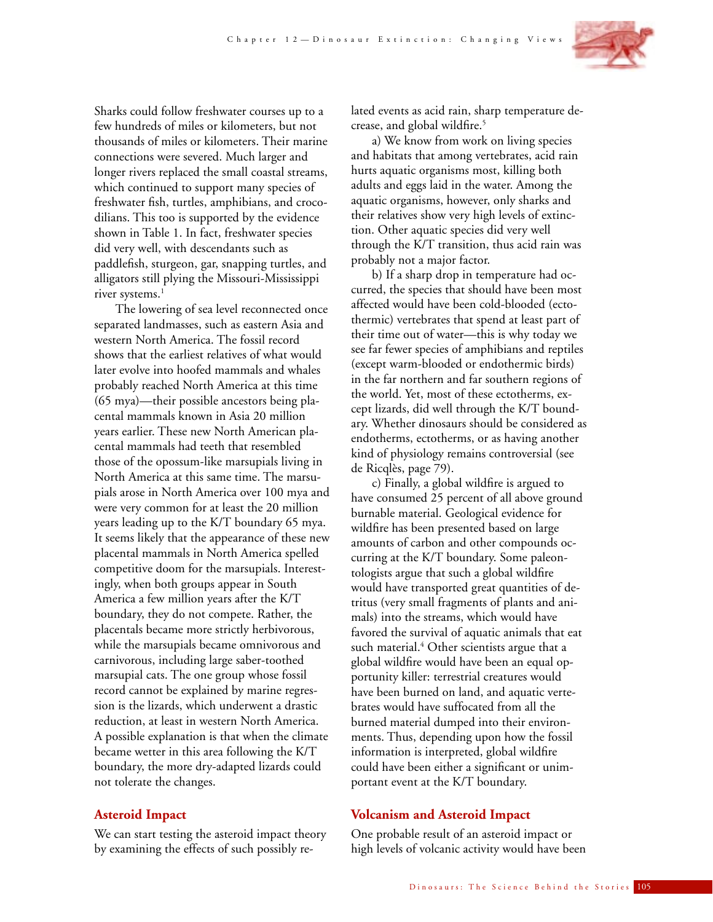Sharks could follow freshwater courses up to a few hundreds of miles or kilometers, but not thousands of miles or kilometers. Their marine connections were severed. Much larger and longer rivers replaced the small coastal streams, which continued to support many species of freshwater fish, turtles, amphibians, and crocodilians. This too is supported by the evidence shown in Table 1. In fact, freshwater species did very well, with descendants such as paddlefish, sturgeon, gar, snapping turtles, and alligators still plying the Missouri-Mississippi river systems.[1]

The lowering of sea level reconnected once separated landmasses, such as eastern Asia and western North America. The fossil record shows that the earliest relatives of what would later evolve into hoofed mammals and whales probably reached North America at this time (65 mya)—their possible ancestors being placental mammals known in Asia 20 million years earlier. These new North American placental mammals had teeth that resembled those of the opossum-like marsupials living in North America at this same time. The marsupials arose in North America over 100 mya and were very common for at least the 20 million years leading up to the K/T boundary 65 mya. It seems likely that the appearance of these new placental mammals in North America spelled competitive doom for the marsupials. Interestingly, when both groups appear in South America a few million years after the K/T boundary, they do not compete. Rather, the placentals became more strictly herbivorous, while the marsupials became omnivorous and carnivorous, including large saber-toothed marsupial cats. The one group whose fossil record cannot be explained by marine regression is the lizards, which underwent a drastic reduction, at least in western North America. A possible explanation is that when the climate became wetter in this area following the K/T boundary, the more dry-adapted lizards could not tolerate the changes.

## Asteroid Impact

We can start testing the asteroid impact theory by examining the effects of such possibly related events as acid rain, sharp temperature decrease, and global wildfire.[5]

a) We know from work on living species and habitats that among vertebrates, acid rain hurts aquatic organisms most, killing both adults and eggs laid in the water. Among the aquatic organisms, however, only sharks and their relatives show very high levels of extinction. Other aquatic species did very well through the K/T transition, thus acid rain was probably not a major factor.

b) If a sharp drop in temperature had occurred, the species that should have been most affected would have been cold-blooded (ectothermic) vertebrates that spend at least part of their time out of water—this is why today we see far fewer species of amphibians and reptiles (except warm-blooded or endothermic birds) in the far northern and far southern regions of the world. Yet, most of these ectotherms, except lizards, did well through the K/T boundary. Whether dinosaurs should be considered as endotherms, ectotherms, or as having another kind of physiology remains controversial (see de Ricqlès, page 79).

c) Finally, a global wildfire is argued to have consumed 25 percent of all above ground burnable material. Geological evidence for wildfire has been presented based on large amounts of carbon and other compounds occurring at the K/T boundary. Some paleontologists argue that such a global wildfire would have transported great quantities of detritus (very small fragments of plants and animals) into the streams, which would have favored the survival of aquatic animals that eat such material.[4] Other scientists argue that a global wildfire would have been an equal opportunity killer: terrestrial creatures would have been burned on land, and aquatic vertebrates would have suffocated from all the burned material dumped into their environments. Thus, depending upon how the fossil information is interpreted, global wildfire could have been either a significant or unimportant event at the K/T boundary.

## Volcanism and Asteroid Impact

One probable result of an asteroid impact or high levels of volcanic activity would have been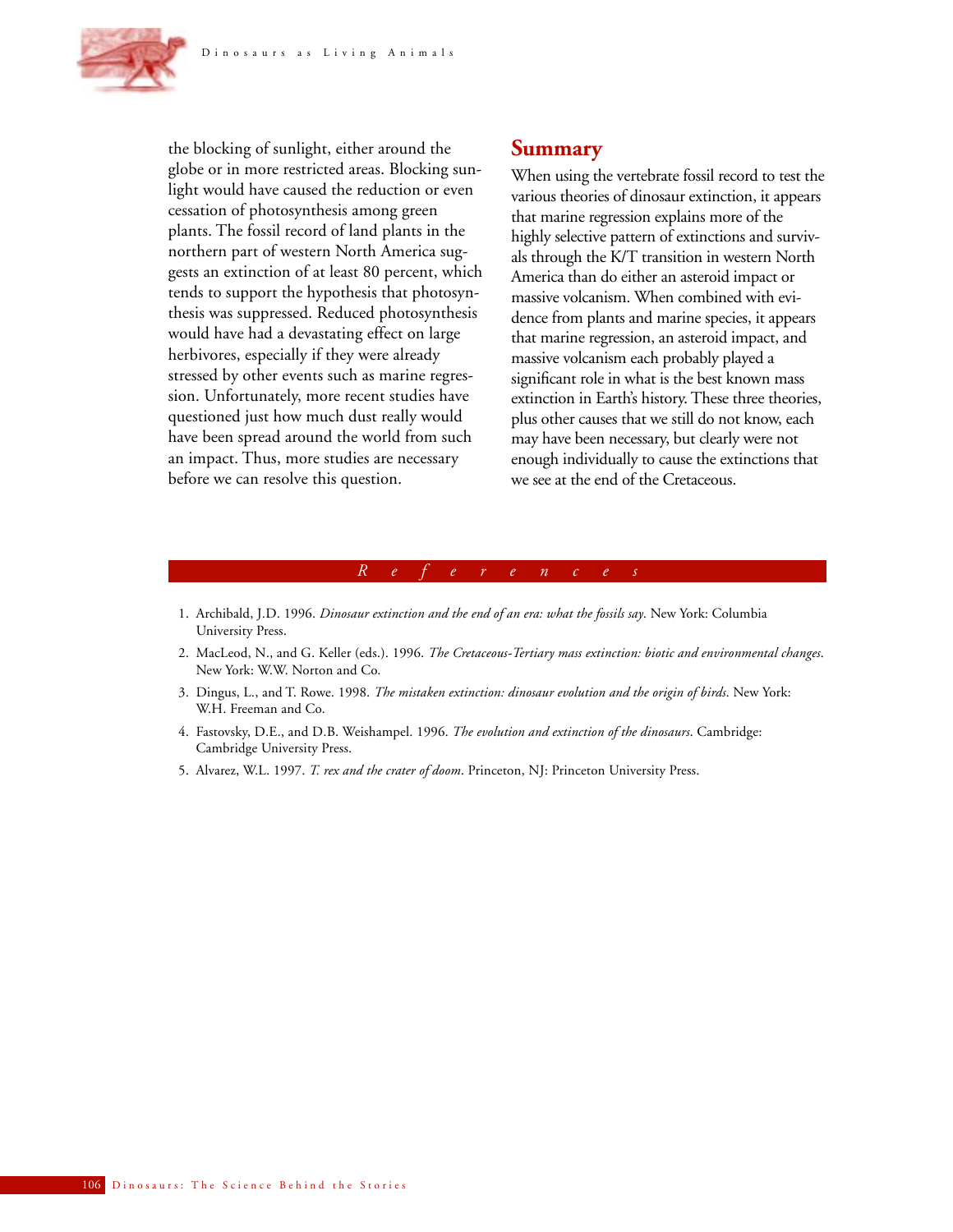the blocking of sunlight, either around the globe or in more restricted areas. Blocking sunlight would have caused the reduction or even cessation of photosynthesis among green plants. The fossil record of land plants in the northern part of western North America suggests an extinction of at least 80 percent, which tends to support the hypothesis that photosynthesis was suppressed. Reduced photosynthesis would have had a devastating effect on large herbivores, especially if they were already stressed by other events such as marine regression. Unfortunately, more recent studies have questioned just how much dust really would have been spread around the world from such an impact. Thus, more studies are necessary before we can resolve this question.

## Summary

When using the vertebrate fossil record to test the various theories of dinosaur extinction, it appears that marine regression explains more of the highly selective pattern of extinctions and survivals through the K/T transition in western North America than do either an asteroid impact or massive volcanism. When combined with evidence from plants and marine species, it appears that marine regression, an asteroid impact, and massive volcanism each probably played a significant role in what is the best known mass extinction in Earth's history. These three theories, plus other causes that we still do not know, each may have been necessary, but clearly were not enough individually to cause the extinctions that we see at the end of the Cretaceous.

## *References*

1. Archibald, J.D. 1996. *Dinosaur extinction and the end of an era: what the fossils say*. New York: Columbia University Press.
2. MacLeod, N., and G. Keller (eds.). 1996. *The Cretaceous-Tertiary mass extinction: biotic and environmental changes*. New York: W.W. Norton and Co.
3. Dingus, L., and T. Rowe. 1998. *The mistaken extinction: dinosaur evolution and the origin of birds*. New York: W.H. Freeman and Co.
4. Fastovsky, D.E., and D.B. Weishampel. 1996. *The evolution and extinction of the dinosaurs*. Cambridge: Cambridge University Press.
5. Alvarez, W.L. 1997. *T. rex and the crater of doom*. Princeton, NJ: Princeton University Press.